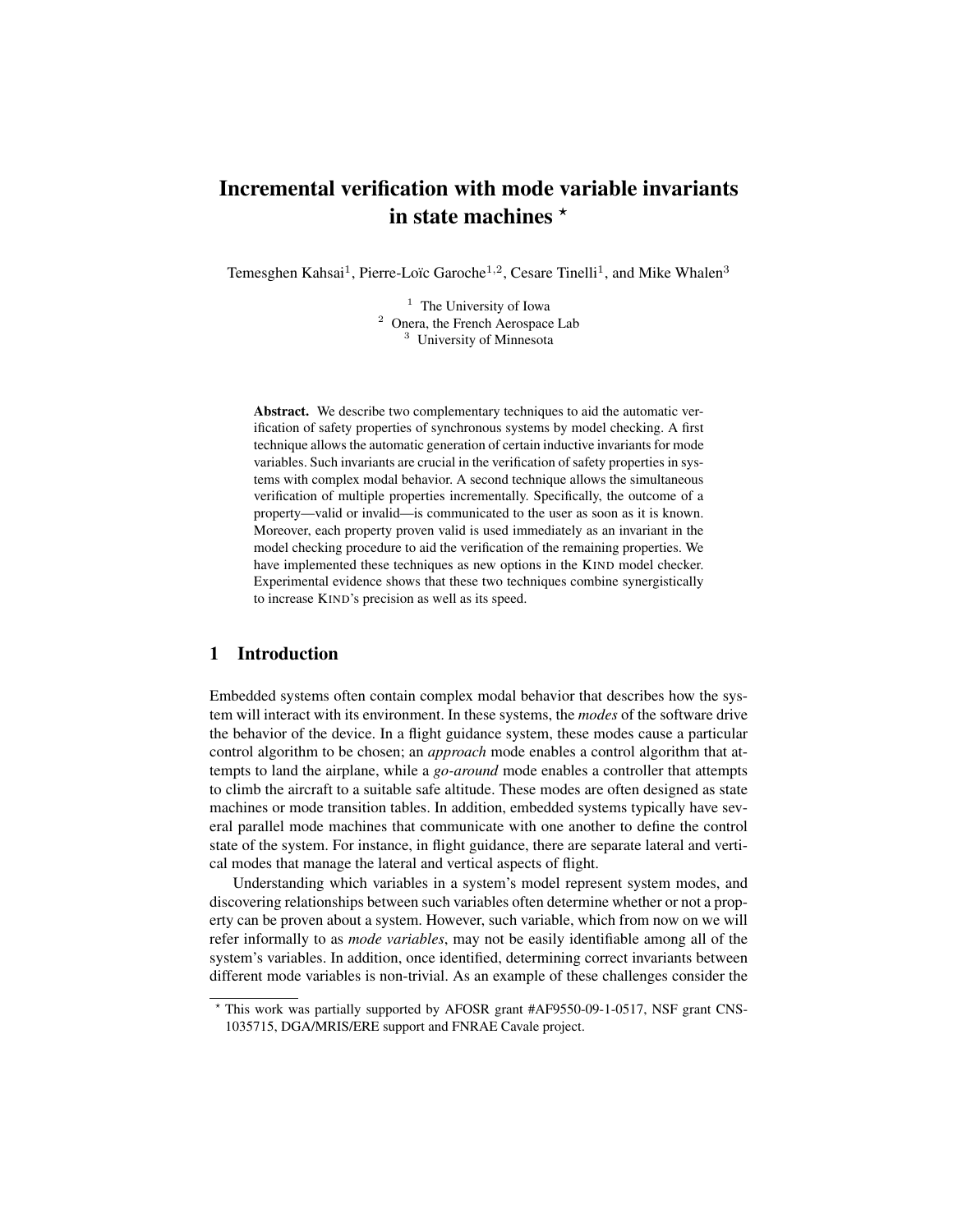# Incremental verification with mode variable invariants in state machines *

Temesghen Kahsai[1], Pierre-Loïc Garoche[1,2], Cesare Tinelli[1], and Mike Whalen[3]

[1] The University of Iowa
[2] Onera, the French Aerospace Lab
[3] University of Minnesota

**Abstract.** We describe two complementary techniques to aid the automatic verification of safety properties of synchronous systems by model checking. A first technique allows the automatic generation of certain inductive invariants for mode variables. Such invariants are crucial in the verification of safety properties in systems with complex modal behavior. A second technique allows the simultaneous verification of multiple properties incrementally. Specifically, the outcome of a property—valid or invalid—is communicated to the user as soon as it is known. Moreover, each property proven valid is used immediately as an invariant in the model checking procedure to aid the verification of the remaining properties. We have implemented these techniques as new options in the KIND model checker. Experimental evidence shows that these two techniques combine synergistically to increase KIND's precision as well as its speed.

## 1 Introduction

Embedded systems often contain complex modal behavior that describes how the system will interact with its environment. In these systems, the *modes* of the software drive the behavior of the device. In a flight guidance system, these modes cause a particular control algorithm to be chosen; an *approach* mode enables a control algorithm that attempts to land the airplane, while a *go-around* mode enables a controller that attempts to climb the aircraft to a suitable safe altitude. These modes are often designed as state machines or mode transition tables. In addition, embedded systems typically have several parallel mode machines that communicate with one another to define the control state of the system. For instance, in flight guidance, there are separate lateral and vertical modes that manage the lateral and vertical aspects of flight.

Understanding which variables in a system's model represent system modes, and discovering relationships between such variables often determine whether or not a property can be proven about a system. However, such variable, which from now on we will refer informally to as *mode variables*, may not be easily identifiable among all of the system's variables. In addition, once identified, determining correct invariants between different mode variables is non-trivial. As an example of these challenges consider the

* This work was partially supported by AFOSR grant #AF9550-09-1-0517, NSF grant CNS-1035715, DGA/MRIS/ERE support and FNRAE Cavale project.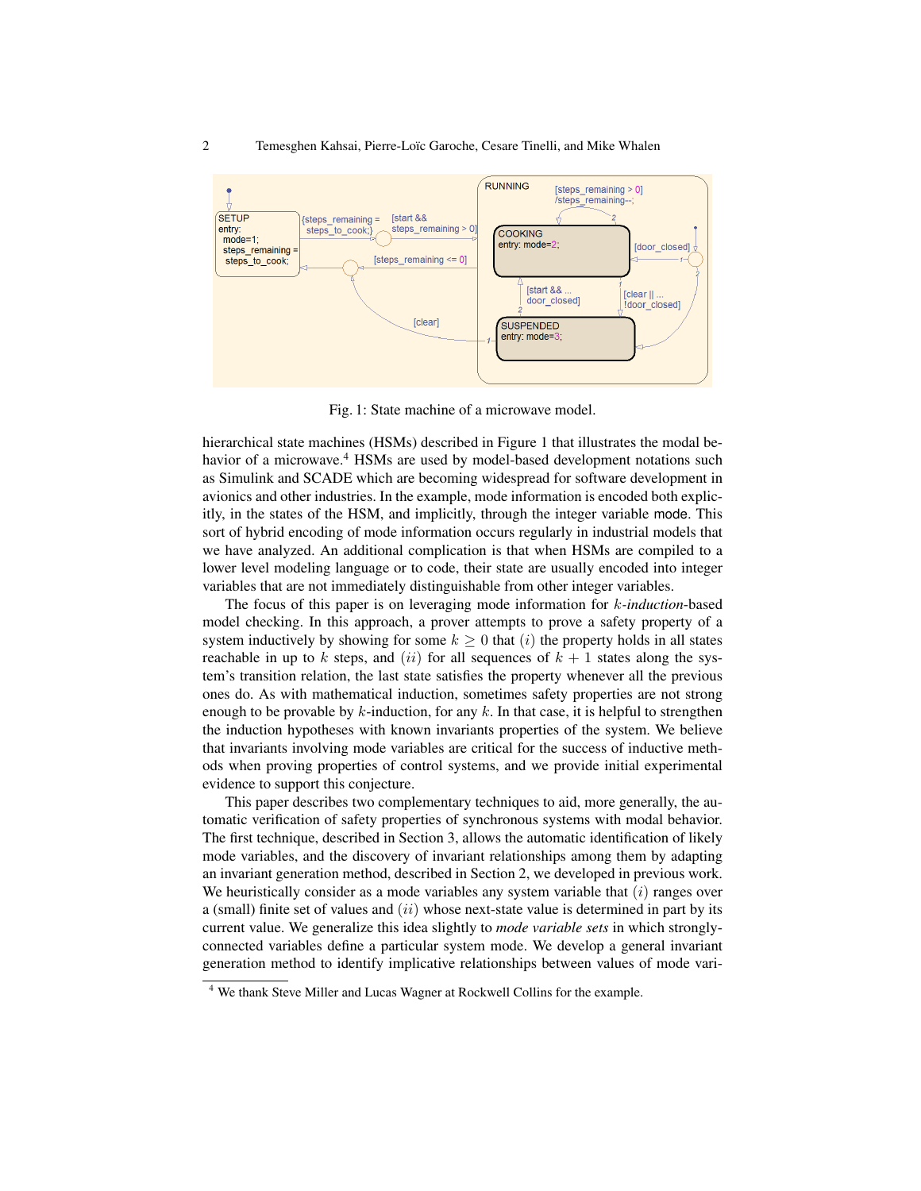Fig. 1: State machine of a microwave model.

hierarchical state machines (HSMs) described in Figure 1 that illustrates the modal behavior of a microwave.[4] HSMs are used by model-based development notations such as Simulink and SCADE which are becoming widespread for software development in avionics and other industries. In the example, mode information is encoded both explicitly, in the states of the HSM, and implicitly, through the integer variable mode. This sort of hybrid encoding of mode information occurs regularly in industrial models that we have analyzed. An additional complication is that when HSMs are compiled to a lower level modeling language or to code, their state are usually encoded into integer variables that are not immediately distinguishable from other integer variables.

The focus of this paper is on leveraging mode information for $k$-*induction*-based model checking. In this approach, a prover attempts to prove a safety property of a system inductively by showing for some $k \geq 0$ that $(i)$ the property holds in all states reachable in up to $k$ steps, and $(ii)$ for all sequences of $k+1$ states along the system's transition relation, the last state satisfies the property whenever all the previous ones do. As with mathematical induction, sometimes safety properties are not strong enough to be provable by $k$-induction, for any $k$. In that case, it is helpful to strengthen the induction hypotheses with known invariants properties of the system. We believe that invariants involving mode variables are critical for the success of inductive methods when proving properties of control systems, and we provide initial experimental evidence to support this conjecture.

This paper describes two complementary techniques to aid, more generally, the automatic verification of safety properties of synchronous systems with modal behavior. The first technique, described in Section 3, allows the automatic identification of likely mode variables, and the discovery of invariant relationships among them by adapting an invariant generation method, described in Section 2, we developed in previous work. We heuristically consider as a mode variables any system variable that $(i)$ ranges over a (small) finite set of values and $(ii)$ whose next-state value is determined in part by its current value. We generalize this idea slightly to *mode variable sets* in which strongly-connected variables define a particular system mode. We develop a general invariant generation method to identify implicative relationships between values of mode vari-

[4] We thank Steve Miller and Lucas Wagner at Rockwell Collins for the example.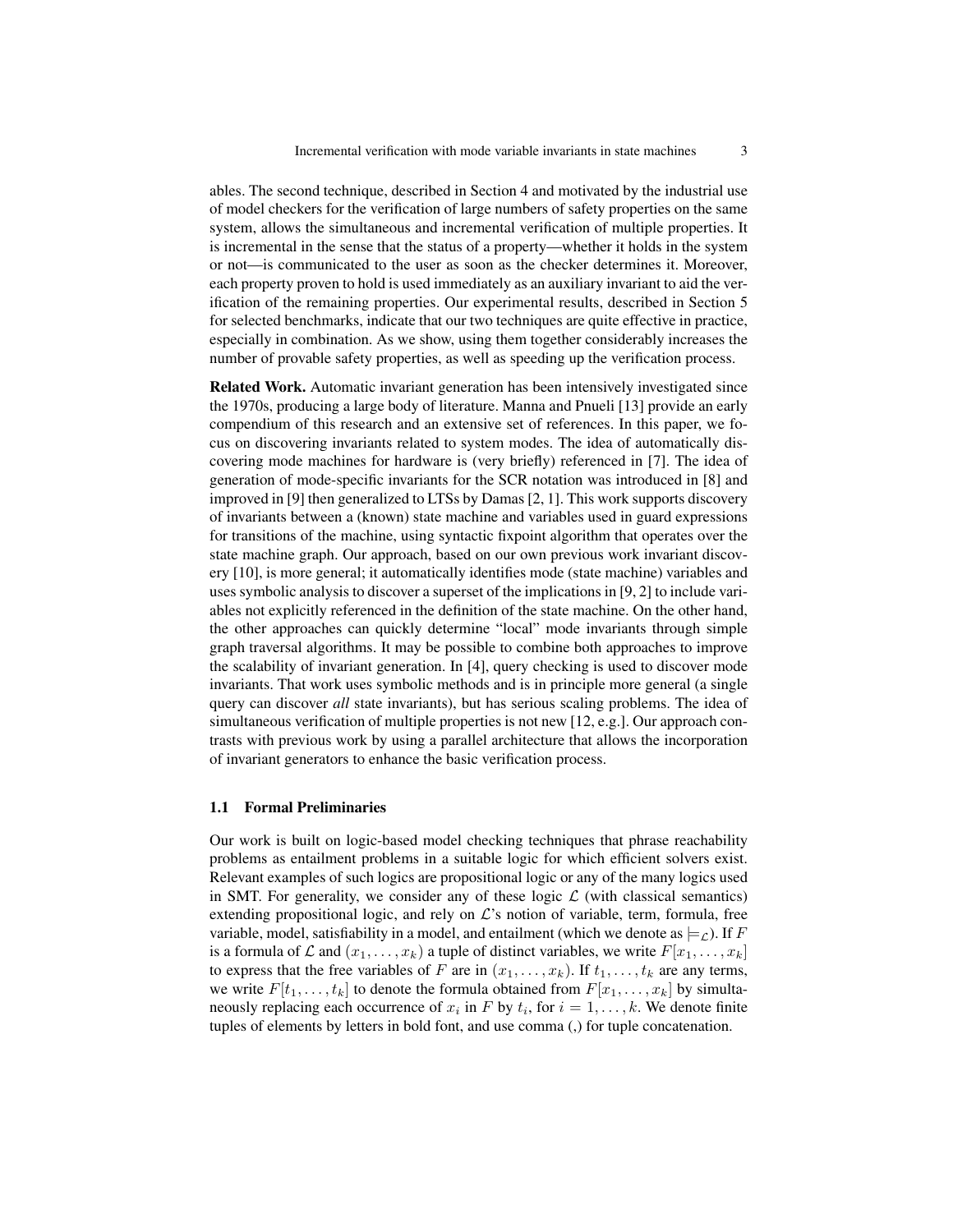ables. The second technique, described in Section 4 and motivated by the industrial use of model checkers for the verification of large numbers of safety properties on the same system, allows the simultaneous and incremental verification of multiple properties. It is incremental in the sense that the status of a property—whether it holds in the system or not—is communicated to the user as soon as the checker determines it. Moreover, each property proven to hold is used immediately as an auxiliary invariant to aid the verification of the remaining properties. Our experimental results, described in Section 5 for selected benchmarks, indicate that our two techniques are quite effective in practice, especially in combination. As we show, using them together considerably increases the number of provable safety properties, as well as speeding up the verification process.

**Related Work.** Automatic invariant generation has been intensively investigated since the 1970s, producing a large body of literature. Manna and Pnueli [13] provide an early compendium of this research and an extensive set of references. In this paper, we focus on discovering invariants related to system modes. The idea of automatically discovering mode machines for hardware is (very briefly) referenced in [7]. The idea of generation of mode-specific invariants for the SCR notation was introduced in [8] and improved in [9] then generalized to LTSs by Damas [2, 1]. This work supports discovery of invariants between a (known) state machine and variables used in guard expressions for transitions of the machine, using syntactic fixpoint algorithm that operates over the state machine graph. Our approach, based on our own previous work invariant discovery [10], is more general; it automatically identifies mode (state machine) variables and uses symbolic analysis to discover a superset of the implications in [9, 2] to include variables not explicitly referenced in the definition of the state machine. On the other hand, the other approaches can quickly determine "local" mode invariants through simple graph traversal algorithms. It may be possible to combine both approaches to improve the scalability of invariant generation. In [4], query checking is used to discover mode invariants. That work uses symbolic methods and is in principle more general (a single query can discover *all* state invariants), but has serious scaling problems. The idea of simultaneous verification of multiple properties is not new [12, e.g.]. Our approach contrasts with previous work by using a parallel architecture that allows the incorporation of invariant generators to enhance the basic verification process.

### 1.1 Formal Preliminaries

Our work is built on logic-based model checking techniques that phrase reachability problems as entailment problems in a suitable logic for which efficient solvers exist. Relevant examples of such logics are propositional logic or any of the many logics used in SMT. For generality, we consider any of these logic $\mathcal{L}$ (with classical semantics) extending propositional logic, and rely on $\mathcal{L}$'s notion of variable, term, formula, free variable, model, satisfiability in a model, and entailment (which we denote as $\models_{\mathcal{L}}$). If $F$ is a formula of $\mathcal{L}$ and $(x_1, \ldots, x_k)$ a tuple of distinct variables, we write $F[x_1, \ldots, x_k]$ to express that the free variables of $F$ are in $(x_1, \ldots, x_k)$. If $t_1, \ldots, t_k$ are any terms, we write $F[t_1, \ldots, t_k]$ to denote the formula obtained from $F[x_1, \ldots, x_k]$ by simultaneously replacing each occurrence of $x_i$ in $F$ by $t_i$, for $i = 1, \ldots, k$. We denote finite tuples of elements by letters in bold font, and use comma (,) for tuple concatenation.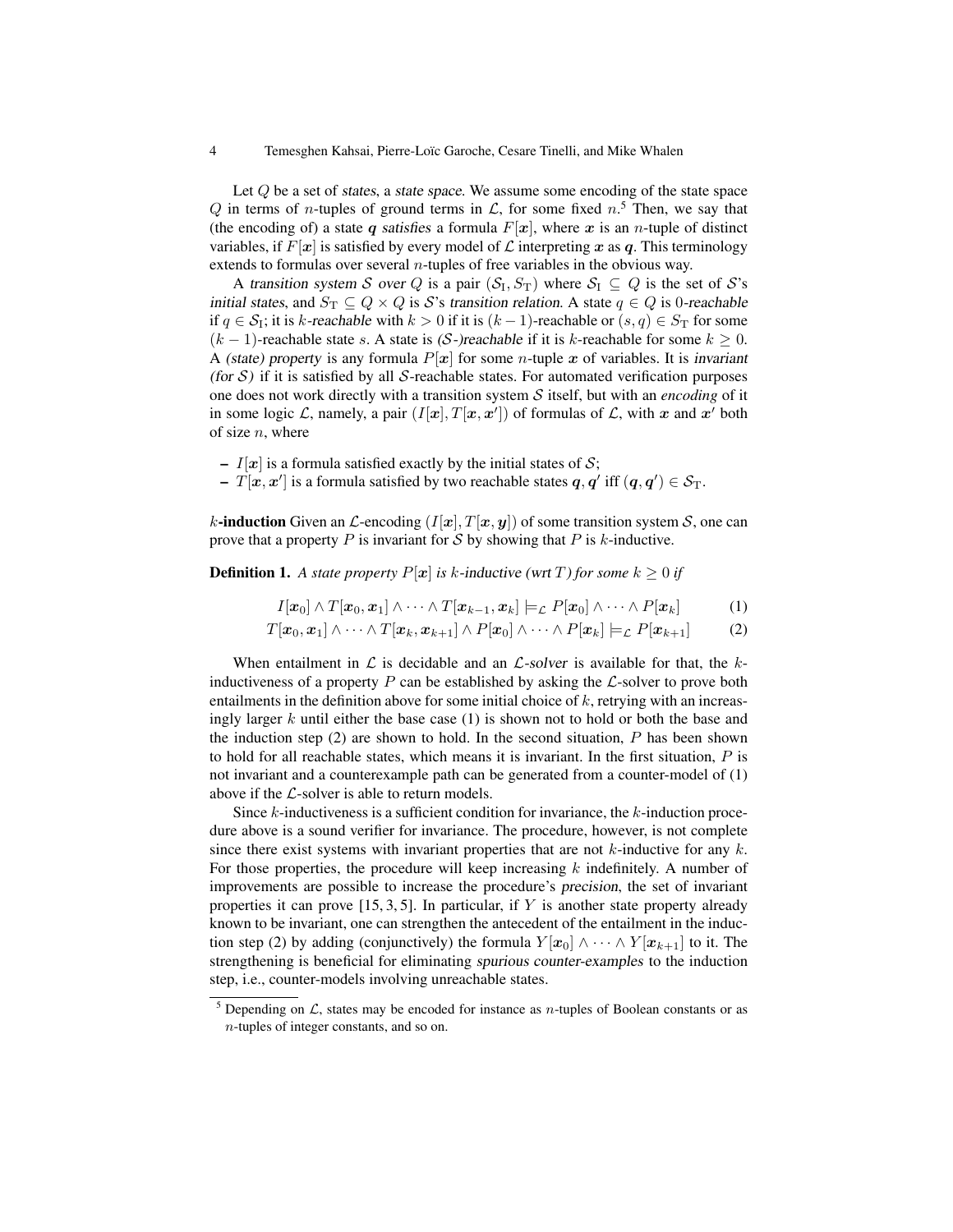Let $Q$ be a set of *states*, a *state space*. We assume some encoding of the state space $Q$ in terms of $n$-tuples of ground terms in $\mathcal{L}$, for some fixed $n$.[5] Then, we say that (the encoding of) a state $\boldsymbol{q}$ *satisfies* a formula $F[\boldsymbol{x}]$, where $\boldsymbol{x}$ is an $n$-tuple of distinct variables, if $F[\boldsymbol{x}]$ is satisfied by every model of $\mathcal{L}$ interpreting $\boldsymbol{x}$ as $\boldsymbol{q}$. This terminology extends to formulas over several $n$-tuples of free variables in the obvious way.

A *transition system* $\mathcal{S}$ *over* $Q$ is a pair $(\mathcal{S}_{\mathrm{I}}, S_{\mathrm{T}})$ where $\mathcal{S}_{\mathrm{I}} \subseteq Q$ is the set of $\mathcal{S}$'s *initial states*, and $S_{\mathrm{T}} \subseteq Q \times Q$ is $\mathcal{S}$'s *transition relation*. A state $q \in Q$ is $0$-*reachable* if $q \in \mathcal{S}_{\mathrm{I}}$; it is $k$-*reachable* with $k > 0$ if it is $(k-1)$-reachable or $(s, q) \in S_{\mathrm{T}}$ for some $(k-1)$-reachable state $s$. A state is *($\mathcal{S}$-)reachable* if it is $k$-reachable for some $k \geq 0$. A *(state) property* is any formula $P[\boldsymbol{x}]$ for some $n$-tuple $\boldsymbol{x}$ of variables. It is *invariant (for $\mathcal{S}$)* if it is satisfied by all $\mathcal{S}$-reachable states. For automated verification purposes one does not work directly with a transition system $\mathcal{S}$ itself, but with an *encoding* of it in some logic $\mathcal{L}$, namely, a pair $(I[\boldsymbol{x}], T[\boldsymbol{x}, \boldsymbol{x}'])$ of formulas of $\mathcal{L}$, with $\boldsymbol{x}$ and $\boldsymbol{x}'$ both of size $n$, where

- $I[\boldsymbol{x}]$ is a formula satisfied exactly by the initial states of $\mathcal{S}$;
- $T[\boldsymbol{x}, \boldsymbol{x}']$ is a formula satisfied by two reachable states $\boldsymbol{q}, \boldsymbol{q}'$ iff $(\boldsymbol{q}, \boldsymbol{q}') \in \mathcal{S}_{\mathrm{T}}$.

**$k$-induction** Given an $\mathcal{L}$-encoding $(I[\boldsymbol{x}], T[\boldsymbol{x}, \boldsymbol{y}])$ of some transition system $\mathcal{S}$, one can prove that a property $P$ is invariant for $\mathcal{S}$ by showing that $P$ is $k$-inductive.

**Definition 1.** *A state property $P[\boldsymbol{x}]$ is $k$-inductive (wrt $T$) for some $k \geq 0$ if*

$$I[\boldsymbol{x}_0] \wedge T[\boldsymbol{x}_0, \boldsymbol{x}_1] \wedge \cdots \wedge T[\boldsymbol{x}_{k-1}, \boldsymbol{x}_k] \models_{\mathcal{L}} P[\boldsymbol{x}_0] \wedge \cdots \wedge P[\boldsymbol{x}_k] \tag{1}$$

$$T[\boldsymbol{x}_0, \boldsymbol{x}_1] \wedge \cdots \wedge T[\boldsymbol{x}_k, \boldsymbol{x}_{k+1}] \wedge P[\boldsymbol{x}_0] \wedge \cdots \wedge P[\boldsymbol{x}_k] \models_{\mathcal{L}} P[\boldsymbol{x}_{k+1}] \tag{2}$$

When entailment in $\mathcal{L}$ is decidable and an $\mathcal{L}$-*solver* is available for that, the $k$-inductiveness of a property $P$ can be established by asking the $\mathcal{L}$-solver to prove both entailments in the definition above for some initial choice of $k$, retrying with an increasingly larger $k$ until either the base case (1) is shown not to hold or both the base and the induction step (2) are shown to hold. In the second situation, $P$ has been shown to hold for all reachable states, which means it is invariant. In the first situation, $P$ is not invariant and a counterexample path can be generated from a counter-model of (1) above if the $\mathcal{L}$-solver is able to return models.

Since $k$-inductiveness is a sufficient condition for invariance, the $k$-induction procedure above is a sound verifier for invariance. The procedure, however, is not complete since there exist systems with invariant properties that are not $k$-inductive for any $k$. For those properties, the procedure will keep increasing $k$ indefinitely. A number of improvements are possible to increase the procedure's *precision*, the set of invariant properties it can prove [15, 3, 5]. In particular, if $Y$ is another state property already known to be invariant, one can strengthen the antecedent of the entailment in the induction step (2) by adding (conjunctively) the formula $Y[\boldsymbol{x}_0] \wedge \cdots \wedge Y[\boldsymbol{x}_{k+1}]$ to it. The strengthening is beneficial for eliminating *spurious counter-examples* to the induction step, i.e., counter-models involving unreachable states.

[5] Depending on $\mathcal{L}$, states may be encoded for instance as $n$-tuples of Boolean constants or as $n$-tuples of integer constants, and so on.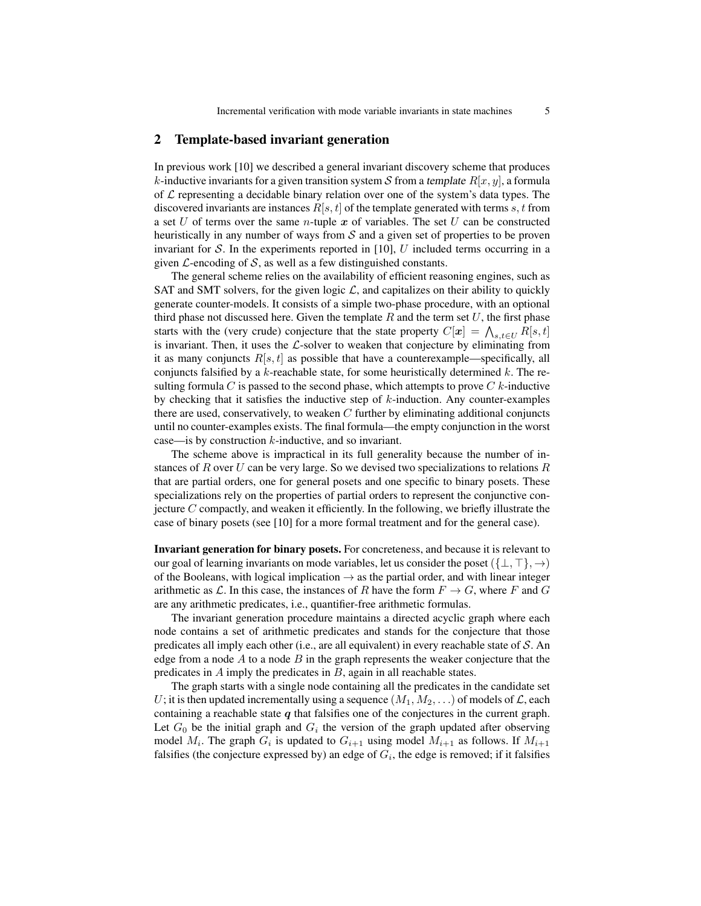## 2 Template-based invariant generation

In previous work [10] we described a general invariant discovery scheme that produces $k$-inductive invariants for a given transition system $\mathcal{S}$ from a *template* $R[x, y]$, a formula of $\mathcal{L}$ representing a decidable binary relation over one of the system's data types. The discovered invariants are instances $R[s, t]$ of the template generated with terms $s, t$ from a set $U$ of terms over the same $n$-tuple $\boldsymbol{x}$ of variables. The set $U$ can be constructed heuristically in any number of ways from $\mathcal{S}$ and a given set of properties to be proven invariant for $\mathcal{S}$. In the experiments reported in [10], $U$ included terms occurring in a given $\mathcal{L}$-encoding of $\mathcal{S}$, as well as a few distinguished constants.

The general scheme relies on the availability of efficient reasoning engines, such as SAT and SMT solvers, for the given logic $\mathcal{L}$, and capitalizes on their ability to quickly generate counter-models. It consists of a simple two-phase procedure, with an optional third phase not discussed here. Given the template $R$ and the term set $U$, the first phase starts with the (very crude) conjecture that the state property $C[\boldsymbol{x}] = \bigwedge_{s,t \in U} R[s, t]$ is invariant. Then, it uses the $\mathcal{L}$-solver to weaken that conjecture by eliminating from it as many conjuncts $R[s, t]$ as possible that have a counterexample—specifically, all conjuncts falsified by a $k$-reachable state, for some heuristically determined $k$. The resulting formula $C$ is passed to the second phase, which attempts to prove $C$ $k$-inductive by checking that it satisfies the inductive step of $k$-induction. Any counter-examples there are used, conservatively, to weaken $C$ further by eliminating additional conjuncts until no counter-examples exists. The final formula—the empty conjunction in the worst case—is by construction $k$-inductive, and so invariant.

The scheme above is impractical in its full generality because the number of instances of $R$ over $U$ can be very large. So we devised two specializations to relations $R$ that are partial orders, one for general posets and one specific to binary posets. These specializations rely on the properties of partial orders to represent the conjunctive conjecture $C$ compactly, and weaken it efficiently. In the following, we briefly illustrate the case of binary posets (see [10] for a more formal treatment and for the general case).

**Invariant generation for binary posets.** For concreteness, and because it is relevant to our goal of learning invariants on mode variables, let us consider the poset $(\{\bot, \top\}, \rightarrow)$ of the Booleans, with logical implication $\rightarrow$ as the partial order, and with linear integer arithmetic as $\mathcal{L}$. In this case, the instances of $R$ have the form $F \rightarrow G$, where $F$ and $G$ are any arithmetic predicates, i.e., quantifier-free arithmetic formulas.

The invariant generation procedure maintains a directed acyclic graph where each node contains a set of arithmetic predicates and stands for the conjecture that those predicates all imply each other (i.e., are all equivalent) in every reachable state of $\mathcal{S}$. An edge from a node $A$ to a node $B$ in the graph represents the weaker conjecture that the predicates in $A$ imply the predicates in $B$, again in all reachable states.

The graph starts with a single node containing all the predicates in the candidate set $U$; it is then updated incrementally using a sequence $(M_1, M_2, \ldots)$ of models of $\mathcal{L}$, each containing a reachable state $\boldsymbol{q}$ that falsifies one of the conjectures in the current graph. Let $G_0$ be the initial graph and $G_i$ the version of the graph updated after observing model $M_i$. The graph $G_i$ is updated to $G_{i+1}$ using model $M_{i+1}$ as follows. If $M_{i+1}$ falsifies (the conjecture expressed by) an edge of $G_i$, the edge is removed; if it falsifies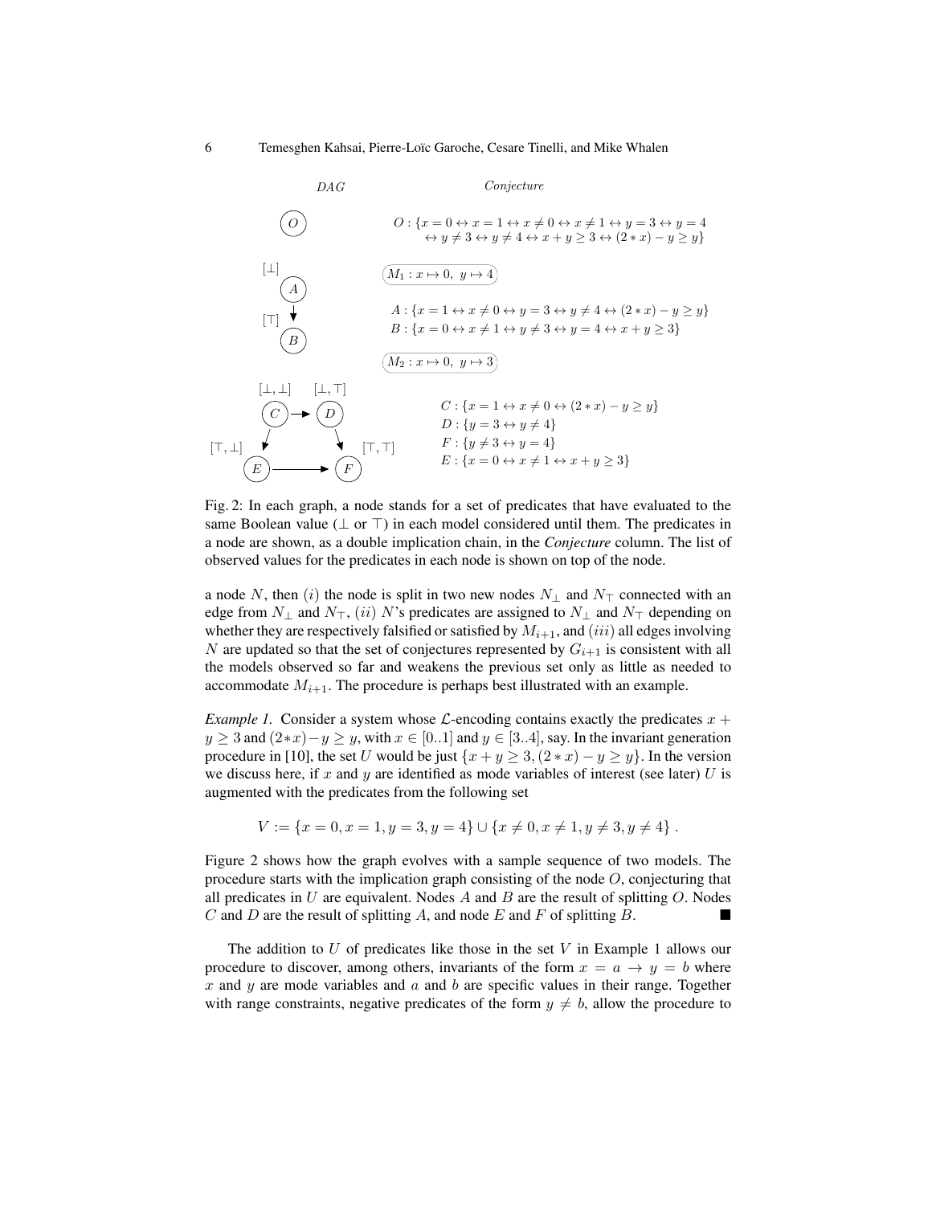| DAG | Conjecture |
|---|---|
| $O$ | $O : \{x = 0 \leftrightarrow x = 1 \leftrightarrow x \neq 0 \leftrightarrow x \neq 1 \leftrightarrow y = 3 \leftrightarrow y = 4 \leftrightarrow y \neq 3 \leftrightarrow y \neq 4 \leftrightarrow x + y \geq 3 \leftrightarrow (2 * x) - y \geq y\}$ |
| | $M_1 : x \mapsto 0,\ y \mapsto 4$ |
| $[\bot]$ $A$ → $[\top]$ $B$ | $A : \{x = 1 \leftrightarrow x \neq 0 \leftrightarrow y = 3 \leftrightarrow y \neq 4 \leftrightarrow (2 * x) - y \geq y\}$ <br> $B : \{x = 0 \leftrightarrow x \neq 1 \leftrightarrow y \neq 3 \leftrightarrow y = 4 \leftrightarrow x + y \geq 3\}$ |
| | $M_2 : x \mapsto 0,\ y \mapsto 3$ |
| $[\bot,\bot]$ $C$ → $[\bot,\top]$ $D$; $C$ → $[\top,\bot]$ $E$; $D$ → $[\top,\top]$ $F$; $E$ → $F$ | $C : \{x = 1 \leftrightarrow x \neq 0 \leftrightarrow (2 * x) - y \geq y\}$ <br> $D : \{y = 3 \leftrightarrow y \neq 4\}$ <br> $F : \{y \neq 3 \leftrightarrow y = 4\}$ <br> $E : \{x = 0 \leftrightarrow x \neq 1 \leftrightarrow x + y \geq 3\}$ |

Fig. 2: In each graph, a node stands for a set of predicates that have evaluated to the same Boolean value ($\bot$ or $\top$) in each model considered until them. The predicates in a node are shown, as a double implication chain, in the *Conjecture* column. The list of observed values for the predicates in each node is shown on top of the node.

a node $N$, then $(i)$ the node is split in two new nodes $N_\bot$ and $N_\top$ connected with an edge from $N_\bot$ and $N_\top$, $(ii)$ $N$'s predicates are assigned to $N_\bot$ and $N_\top$ depending on whether they are respectively falsified or satisfied by $M_{i+1}$, and $(iii)$ all edges involving $N$ are updated so that the set of conjectures represented by $G_{i+1}$ is consistent with all the models observed so far and weakens the previous set only as little as needed to accommodate $M_{i+1}$. The procedure is perhaps best illustrated with an example.

*Example 1.* Consider a system whose $\mathcal{L}$-encoding contains exactly the predicates $x + y \geq 3$ and $(2*x) - y \geq y$, with $x \in [0..1]$ and $y \in [3..4]$, say. In the invariant generation procedure in [10], the set $U$ would be just $\{x + y \geq 3, (2 * x) - y \geq y\}$. In the version we discuss here, if $x$ and $y$ are identified as mode variables of interest (see later) $U$ is augmented with the predicates from the following set

$$V := \{x = 0, x = 1, y = 3, y = 4\} \cup \{x \neq 0, x \neq 1, y \neq 3, y \neq 4\}\ .$$

Figure 2 shows how the graph evolves with a sample sequence of two models. The procedure starts with the implication graph consisting of the node $O$, conjecturing that all predicates in $U$ are equivalent. Nodes $A$ and $B$ are the result of splitting $O$. Nodes $C$ and $D$ are the result of splitting $A$, and node $E$ and $F$ of splitting $B$. ■

The addition to $U$ of predicates like those in the set $V$ in Example 1 allows our procedure to discover, among others, invariants of the form $x = a \rightarrow y = b$ where $x$ and $y$ are mode variables and $a$ and $b$ are specific values in their range. Together with range constraints, negative predicates of the form $y \neq b$, allow the procedure to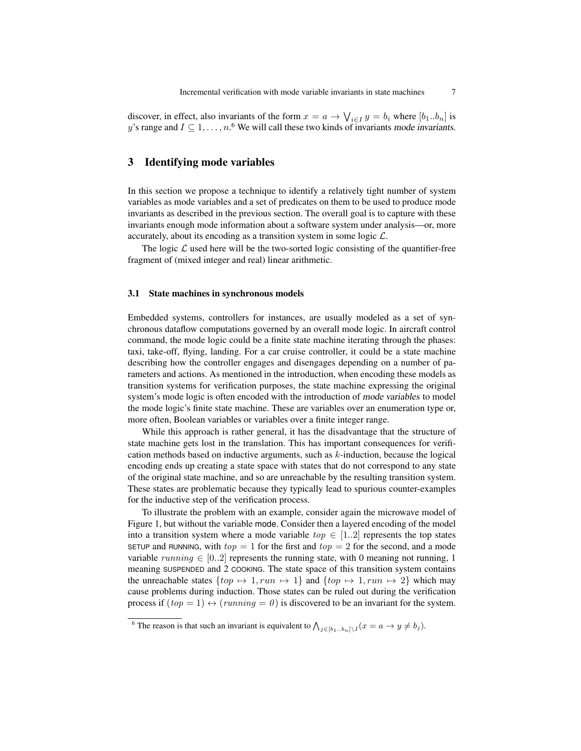discover, in effect, also invariants of the form $x = a \to \bigvee_{i \in I} y = b_i$ where $[b_1..b_n]$ is $y$'s range and $I \subseteq 1, \ldots, n$.[6] We will call these two kinds of invariants *mode invariants*.

## 3 Identifying mode variables

In this section we propose a technique to identify a relatively tight number of system variables as mode variables and a set of predicates on them to be used to produce mode invariants as described in the previous section. The overall goal is to capture with these invariants enough mode information about a software system under analysis—or, more accurately, about its encoding as a transition system in some logic $\mathcal{L}$.

The logic $\mathcal{L}$ used here will be the two-sorted logic consisting of the quantifier-free fragment of (mixed integer and real) linear arithmetic.

### 3.1 State machines in synchronous models

Embedded systems, controllers for instances, are usually modeled as a set of synchronous dataflow computations governed by an overall mode logic. In aircraft control command, the mode logic could be a finite state machine iterating through the phases: taxi, take-off, flying, landing. For a car cruise controller, it could be a state machine describing how the controller engages and disengages depending on a number of parameters and actions. As mentioned in the introduction, when encoding these models as transition systems for verification purposes, the state machine expressing the original system's mode logic is often encoded with the introduction of *mode variables* to model the mode logic's finite state machine. These are variables over an enumeration type or, more often, Boolean variables or variables over a finite integer range.

While this approach is rather general, it has the disadvantage that the structure of state machine gets lost in the translation. This has important consequences for verification methods based on inductive arguments, such as $k$-induction, because the logical encoding ends up creating a state space with states that do not correspond to any state of the original state machine, and so are unreachable by the resulting transition system. These states are problematic because they typically lead to spurious counter-examples for the inductive step of the verification process.

To illustrate the problem with an example, consider again the microwave model of Figure 1, but without the variable mode. Consider then a layered encoding of the model into a transition system where a mode variable $top \in [1..2]$ represents the top states SETUP and RUNNING, with $top = 1$ for the first and $top = 2$ for the second, and a mode variable $running \in [0..2]$ represents the running state, with 0 meaning not running, 1 meaning SUSPENDED and 2 COOKING. The state space of this transition system contains the unreachable states $\{top \mapsto 1, run \mapsto 1\}$ and $\{top \mapsto 1, run \mapsto 2\}$ which may cause problems during induction. Those states can be ruled out during the verification process if $(top = 1) \leftrightarrow (running = 0)$ is discovered to be an invariant for the system.

---

[6] The reason is that such an invariant is equivalent to $\bigwedge_{j \in [b_1..b_n] \setminus I} (x = a \to y \neq b_j)$.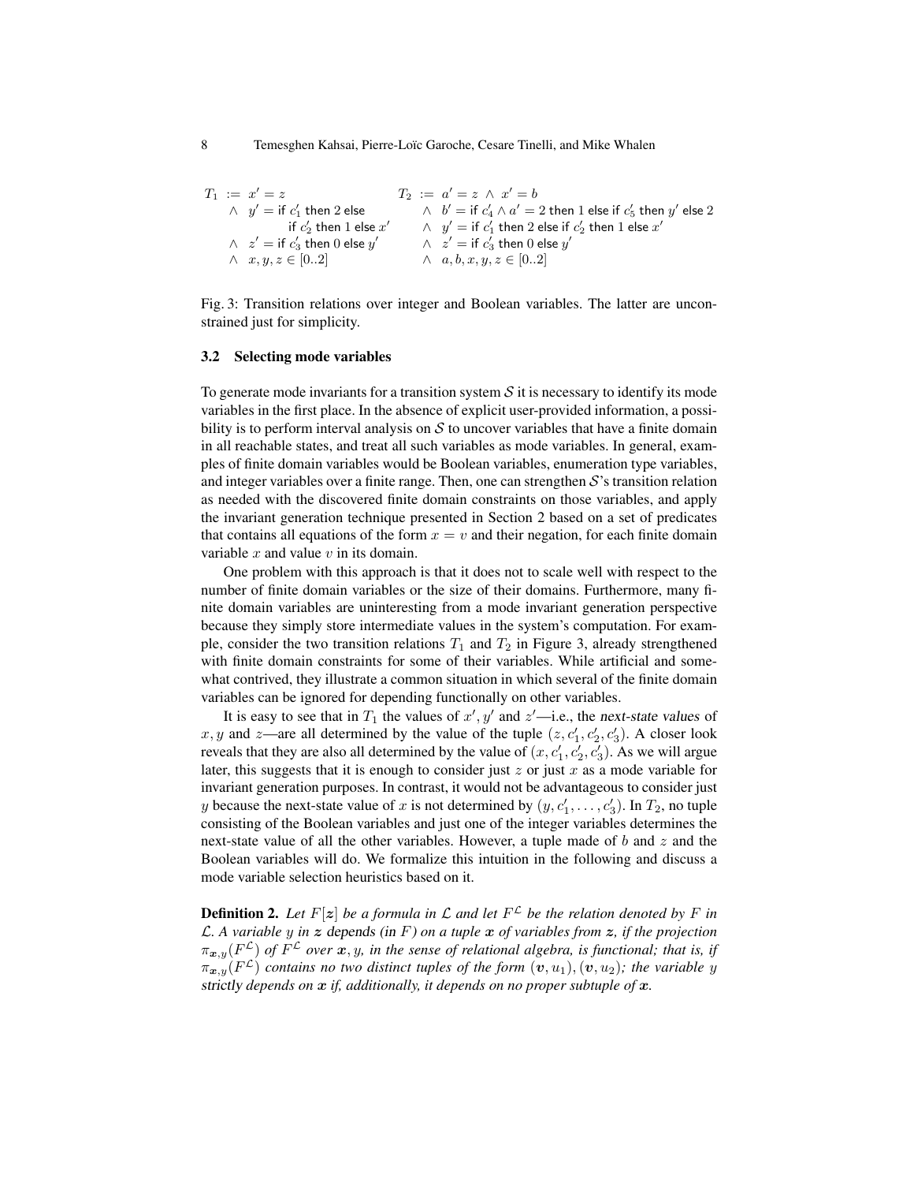$$
\begin{array}{ll}
T_1 \;:=\; x' = z & T_2 \;:=\; a' = z \;\wedge\; x' = b \\
\quad\wedge\;\; y' = \text{if } c_1' \text{ then } 2 \text{ else} & \quad\wedge\;\; b' = \text{if } c_4' \wedge a' = 2 \text{ then } 1 \text{ else if } c_5' \text{ then } y' \text{ else } 2 \\
\qquad\qquad\;\; \text{if } c_2' \text{ then } 1 \text{ else } x' & \quad\wedge\;\; y' = \text{if } c_1' \text{ then } 2 \text{ else if } c_2' \text{ then } 1 \text{ else } x' \\
\quad\wedge\;\; z' = \text{if } c_3' \text{ then } 0 \text{ else } y' & \quad\wedge\;\; z' = \text{if } c_3' \text{ then } 0 \text{ else } y' \\
\quad\wedge\;\; x, y, z \in [0..2] & \quad\wedge\;\; a, b, x, y, z \in [0..2]
\end{array}
$$

Fig. 3: Transition relations over integer and Boolean variables. The latter are unconstrained just for simplicity.

### 3.2 Selecting mode variables

To generate mode invariants for a transition system $\mathcal{S}$ it is necessary to identify its mode variables in the first place. In the absence of explicit user-provided information, a possibility is to perform interval analysis on $\mathcal{S}$ to uncover variables that have a finite domain in all reachable states, and treat all such variables as mode variables. In general, examples of finite domain variables would be Boolean variables, enumeration type variables, and integer variables over a finite range. Then, one can strengthen $\mathcal{S}$'s transition relation as needed with the discovered finite domain constraints on those variables, and apply the invariant generation technique presented in Section 2 based on a set of predicates that contains all equations of the form $x = v$ and their negation, for each finite domain variable $x$ and value $v$ in its domain.

One problem with this approach is that it does not to scale well with respect to the number of finite domain variables or the size of their domains. Furthermore, many finite domain variables are uninteresting from a mode invariant generation perspective because they simply store intermediate values in the system's computation. For example, consider the two transition relations $T_1$ and $T_2$ in Figure 3, already strengthened with finite domain constraints for some of their variables. While artificial and somewhat contrived, they illustrate a common situation in which several of the finite domain variables can be ignored for depending functionally on other variables.

It is easy to see that in $T_1$ the values of $x', y'$ and $z'$—i.e., the *next-state values* of $x, y$ and $z$—are all determined by the value of the tuple $(z, c_1', c_2', c_3')$. A closer look reveals that they are also all determined by the value of $(x, c_1', c_2', c_3')$. As we will argue later, this suggests that it is enough to consider just $z$ or just $x$ as a mode variable for invariant generation purposes. In contrast, it would not be advantageous to consider just $y$ because the next-state value of $x$ is not determined by $(y, c_1', \ldots, c_3')$. In $T_2$, no tuple consisting of the Boolean variables and just one of the integer variables determines the next-state value of all the other variables. However, a tuple made of $b$ and $z$ and the Boolean variables will do. We formalize this intuition in the following and discuss a mode variable selection heuristics based on it.

**Definition 2.** *Let $F[\boldsymbol{z}]$ be a formula in $\mathcal{L}$ and let $F^{\mathcal{L}}$ be the relation denoted by $F$ in $\mathcal{L}$. A variable $y$ in $\boldsymbol{z}$ depends (in $F$) on a tuple $\boldsymbol{x}$ of variables from $\boldsymbol{z}$, if the projection $\pi_{\boldsymbol{x},y}(F^{\mathcal{L}})$ of $F^{\mathcal{L}}$ over $\boldsymbol{x}, y$, in the sense of relational algebra, is functional; that is, if $\pi_{\boldsymbol{x},y}(F^{\mathcal{L}})$ contains no two distinct tuples of the form $(\boldsymbol{v}, u_1), (\boldsymbol{v}, u_2)$; the variable $y$ strictly depends on $\boldsymbol{x}$ if, additionally, it depends on no proper subtuple of $\boldsymbol{x}$.*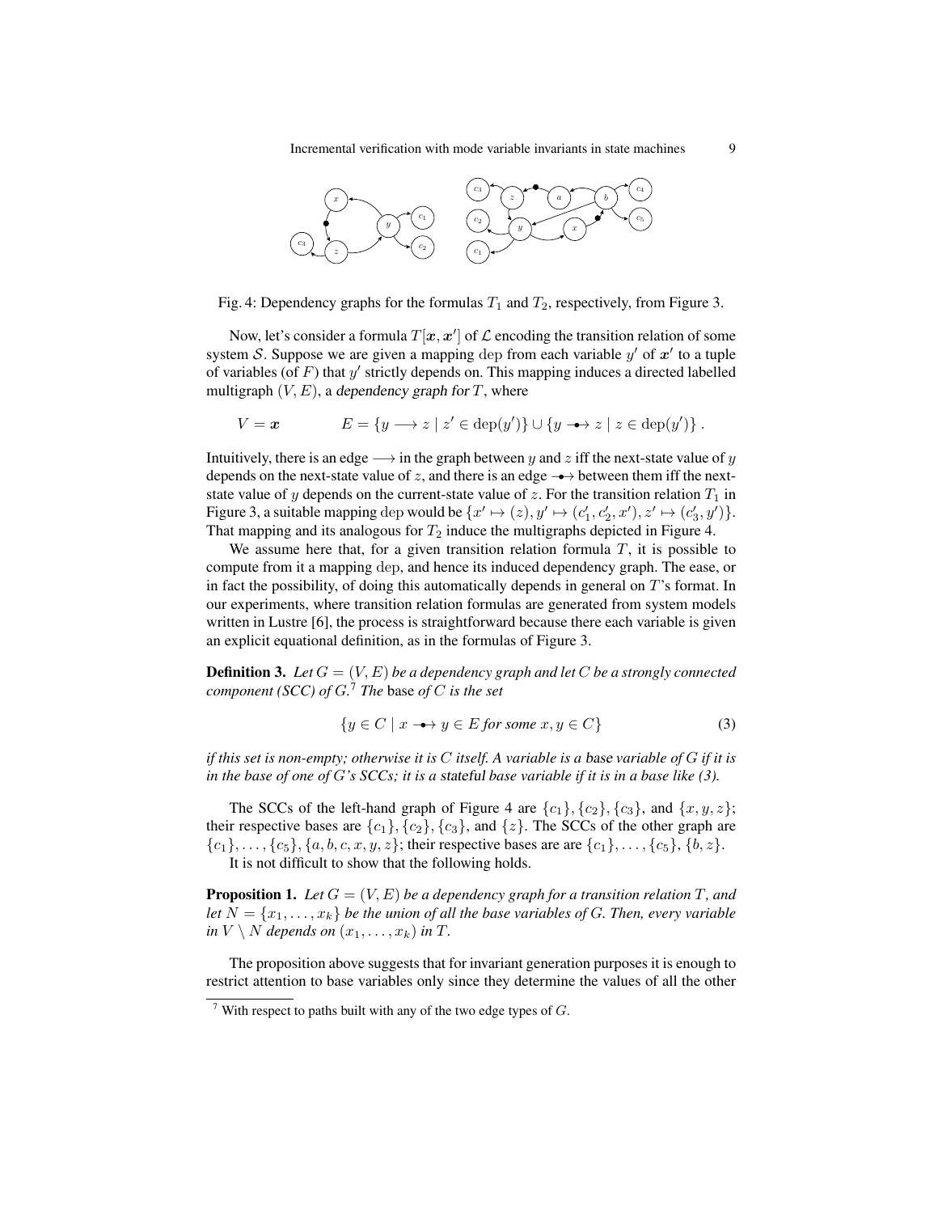Fig. 4: Dependency graphs for the formulas $T_1$ and $T_2$, respectively, from Figure 3.

Now, let's consider a formula $T[\boldsymbol{x}, \boldsymbol{x}']$ of $\mathcal{L}$ encoding the transition relation of some system $\mathcal{S}$. Suppose we are given a mapping dep from each variable $y'$ of $\boldsymbol{x}'$ to a tuple of variables (of $F$) that $y'$ strictly depends on. This mapping induces a directed labelled multigraph $(V, E)$, a *dependency graph for* $T$, where

$$V = \boldsymbol{x} \qquad\qquad E = \{y \longrightarrow z \mid z' \in \operatorname{dep}(y')\} \cup \{y \multimap\!\!\!\rightarrow z \mid z \in \operatorname{dep}(y')\}\,.$$

Intuitively, there is an edge $\longrightarrow$ in the graph between $y$ and $z$ iff the next-state value of $y$ depends on the next-state value of $z$, and there is an edge $\multimap\!\!\!\rightarrow$ between them iff the next-state value of $y$ depends on the current-state value of $z$. For the transition relation $T_1$ in Figure 3, a suitable mapping dep would be $\{x' \mapsto (z), y' \mapsto (c_1', c_2', x'), z' \mapsto (c_3', y')\}$. That mapping and its analogous for $T_2$ induce the multigraphs depicted in Figure 4.

We assume here that, for a given transition relation formula $T$, it is possible to compute from it a mapping dep, and hence its induced dependency graph. The ease, or in fact the possibility, of doing this automatically depends in general on $T$'s format. In our experiments, where transition relation formulas are generated from system models written in Lustre [6], the process is straightforward because there each variable is given an explicit equational definition, as in the formulas of Figure 3.

**Definition 3.** *Let $G = (V, E)$ be a dependency graph and let $C$ be a strongly connected component (SCC) of $G$.*[7] *The* base *of $C$ is the set*

$$\{y \in C \mid x \multimap\!\!\!\rightarrow y \in E \text{ for some } x, y \in C\} \tag{3}$$

*if this set is non-empty; otherwise it is $C$ itself. A variable is a* base *variable of $G$ if it is in the base of one of $G$'s SCCs; it is a* stateful *base variable if it is in a base like (3).*

The SCCs of the left-hand graph of Figure 4 are $\{c_1\}, \{c_2\}, \{c_3\}$, and $\{x, y, z\}$; their respective bases are $\{c_1\}, \{c_2\}, \{c_3\}$, and $\{z\}$. The SCCs of the other graph are $\{c_1\}, \ldots, \{c_5\}, \{a, b, c, x, y, z\}$; their respective bases are are $\{c_1\}, \ldots, \{c_5\}$, $\{b, z\}$.

It is not difficult to show that the following holds.

**Proposition 1.** *Let $G = (V, E)$ be a dependency graph for a transition relation $T$, and let $N = \{x_1, \ldots, x_k\}$ be the union of all the base variables of $G$. Then, every variable in $V \setminus N$ depends on $(x_1, \ldots, x_k)$ in $T$.*

The proposition above suggests that for invariant generation purposes it is enough to restrict attention to base variables only since they determine the values of all the other

[7] With respect to paths built with any of the two edge types of $G$.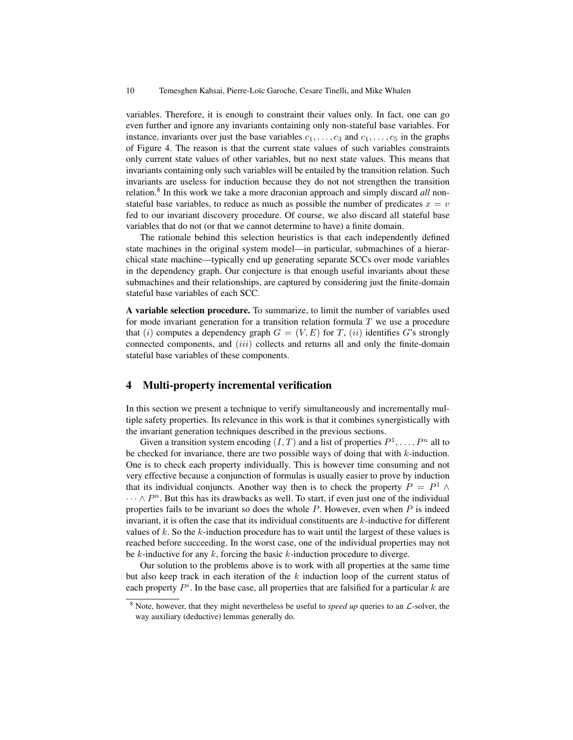variables. Therefore, it is enough to constraint their values only. In fact, one can go even further and ignore any invariants containing only non-stateful base variables. For instance, invariants over just the base variables $c_1, \ldots, c_3$ and $c_1, \ldots, c_5$ in the graphs of Figure 4. The reason is that the current state values of such variables constraints only current state values of other variables, but no next state values. This means that invariants containing only such variables will be entailed by the transition relation. Such invariants are useless for induction because they do not not strengthen the transition relation.[8] In this work we take a more draconian approach and simply discard *all* non-stateful base variables, to reduce as much as possible the number of predicates $x = v$ fed to our invariant discovery procedure. Of course, we also discard all stateful base variables that do not (or that we cannot determine to have) a finite domain.

The rationale behind this selection heuristics is that each independently defined state machines in the original system model—in particular, submachines of a hierarchical state machine—typically end up generating separate SCCs over mode variables in the dependency graph. Our conjecture is that enough useful invariants about these submachines and their relationships, are captured by considering just the finite-domain stateful base variables of each SCC.

**A variable selection procedure.** To summarize, to limit the number of variables used for mode invariant generation for a transition relation formula $T$ we use a procedure that $(i)$ computes a dependency graph $G = (V, E)$ for $T$, $(ii)$ identifies $G$'s strongly connected components, and $(iii)$ collects and returns all and only the finite-domain stateful base variables of these components.

## 4 Multi-property incremental verification

In this section we present a technique to verify simultaneously and incrementally multiple safety properties. Its relevance in this work is that it combines synergistically with the invariant generation techniques described in the previous sections.

Given a transition system encoding $(I, T)$ and a list of properties $P^1, \ldots, P^n$ all to be checked for invariance, there are two possible ways of doing that with $k$-induction. One is to check each property individually. This is however time consuming and not very effective because a conjunction of formulas is usually easier to prove by induction that its individual conjuncts. Another way then is to check the property $P = P^1 \wedge \cdots \wedge P^n$. But this has its drawbacks as well. To start, if even just one of the individual properties fails to be invariant so does the whole $P$. However, even when $P$ is indeed invariant, it is often the case that its individual constituents are $k$-inductive for different values of $k$. So the $k$-induction procedure has to wait until the largest of these values is reached before succeeding. In the worst case, one of the individual properties may not be $k$-inductive for any $k$, forcing the basic $k$-induction procedure to diverge.

Our solution to the problems above is to work with all properties at the same time but also keep track in each iteration of the $k$ induction loop of the current status of each property $P^i$. In the base case, all properties that are falsified for a particular $k$ are

[8] Note, however, that they might nevertheless be useful to *speed up* queries to an $\mathcal{L}$-solver, the way auxiliary (deductive) lemmas generally do.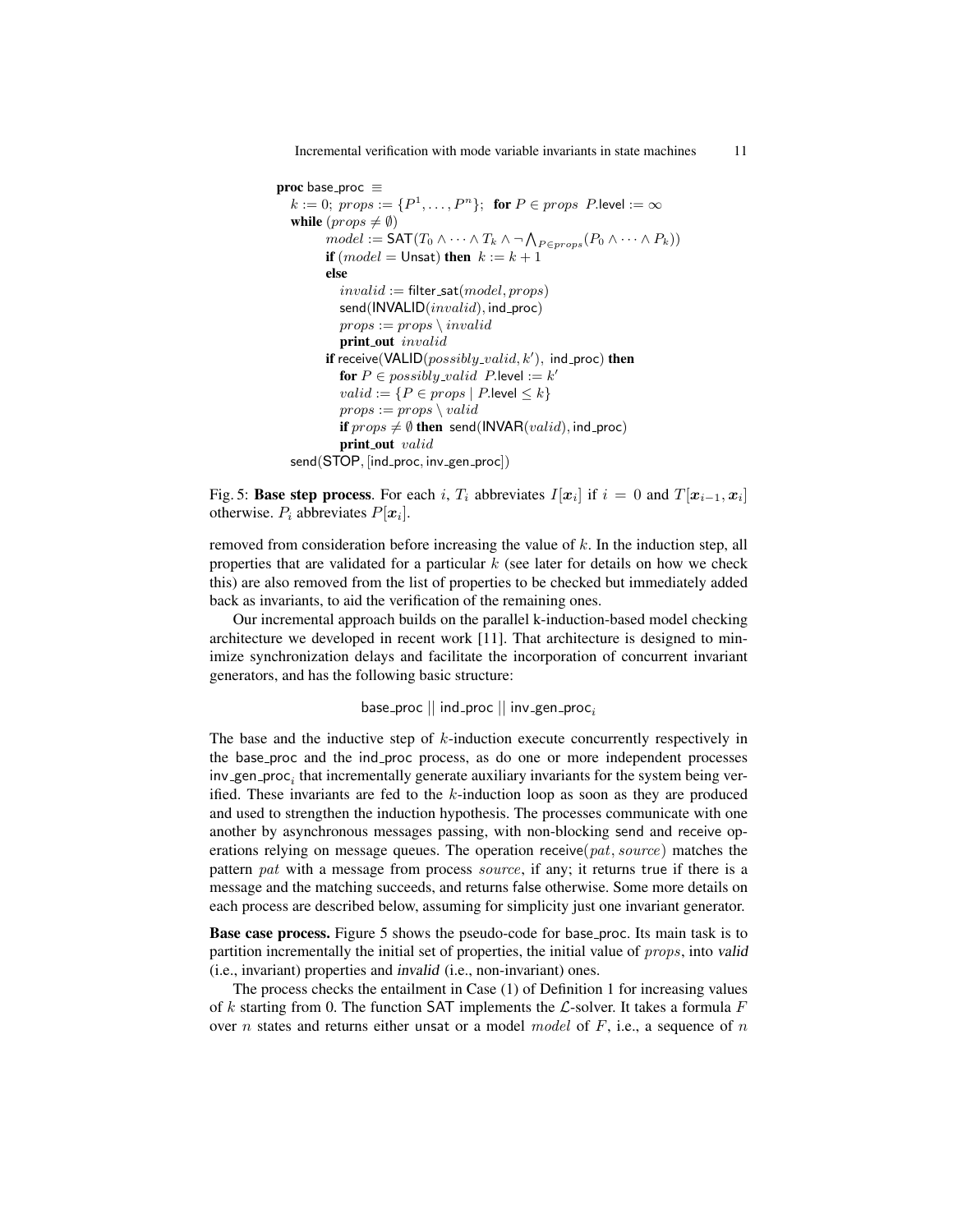```
proc base_proc ≡
  k := 0; props := {P^1, ..., P^n};  for P ∈ props  P.level := ∞
  while (props ≠ ∅)
        model := SAT(T_0 ∧ ··· ∧ T_k ∧ ¬ ⋀_{P ∈ props} (P_0 ∧ ··· ∧ P_k))
        if (model = Unsat) then  k := k + 1
        else
           invalid := filter_sat(model, props)
           send(INVALID(invalid), ind_proc)
           props := props \ invalid
           print_out invalid
        if receive(VALID(possibly_valid, k'), ind_proc) then
           for P ∈ possibly_valid  P.level := k'
           valid := {P ∈ props | P.level ≤ k}
           props := props \ valid
           if props ≠ ∅ then  send(INVAR(valid), ind_proc)
           print_out valid
  send(STOP, [ind_proc, inv_gen_proc])
```

Fig. 5: **Base step process**. For each $i$, $T_i$ abbreviates $I[\boldsymbol{x}_i]$ if $i = 0$ and $T[\boldsymbol{x}_{i-1}, \boldsymbol{x}_i]$ otherwise. $P_i$ abbreviates $P[\boldsymbol{x}_i]$.

removed from consideration before increasing the value of $k$. In the induction step, all properties that are validated for a particular $k$ (see later for details on how we check this) are also removed from the list of properties to be checked but immediately added back as invariants, to aid the verification of the remaining ones.

Our incremental approach builds on the parallel k-induction-based model checking architecture we developed in recent work [11]. That architecture is designed to minimize synchronization delays and facilitate the incorporation of concurrent invariant generators, and has the following basic structure:

$$\mathsf{base\_proc} \mid\mid \mathsf{ind\_proc} \mid\mid \mathsf{inv\_gen\_proc}_i$$

The base and the inductive step of $k$-induction execute concurrently respectively in the base_proc and the ind_proc process, as do one or more independent processes $\mathsf{inv\_gen\_proc}_i$ that incrementally generate auxiliary invariants for the system being verified. These invariants are fed to the $k$-induction loop as soon as they are produced and used to strengthen the induction hypothesis. The processes communicate with one another by asynchronous messages passing, with non-blocking send and receive operations relying on message queues. The operation receive($pat$, $source$) matches the pattern $pat$ with a message from process $source$, if any; it returns true if there is a message and the matching succeeds, and returns false otherwise. Some more details on each process are described below, assuming for simplicity just one invariant generator.

**Base case process.** Figure 5 shows the pseudo-code for base_proc. Its main task is to partition incrementally the initial set of properties, the initial value of $props$, into *valid* (i.e., invariant) properties and *invalid* (i.e., non-invariant) ones.

The process checks the entailment in Case (1) of Definition 1 for increasing values of $k$ starting from 0. The function SAT implements the $\mathcal{L}$-solver. It takes a formula $F$ over $n$ states and returns either unsat or a model $model$ of $F$, i.e., a sequence of $n$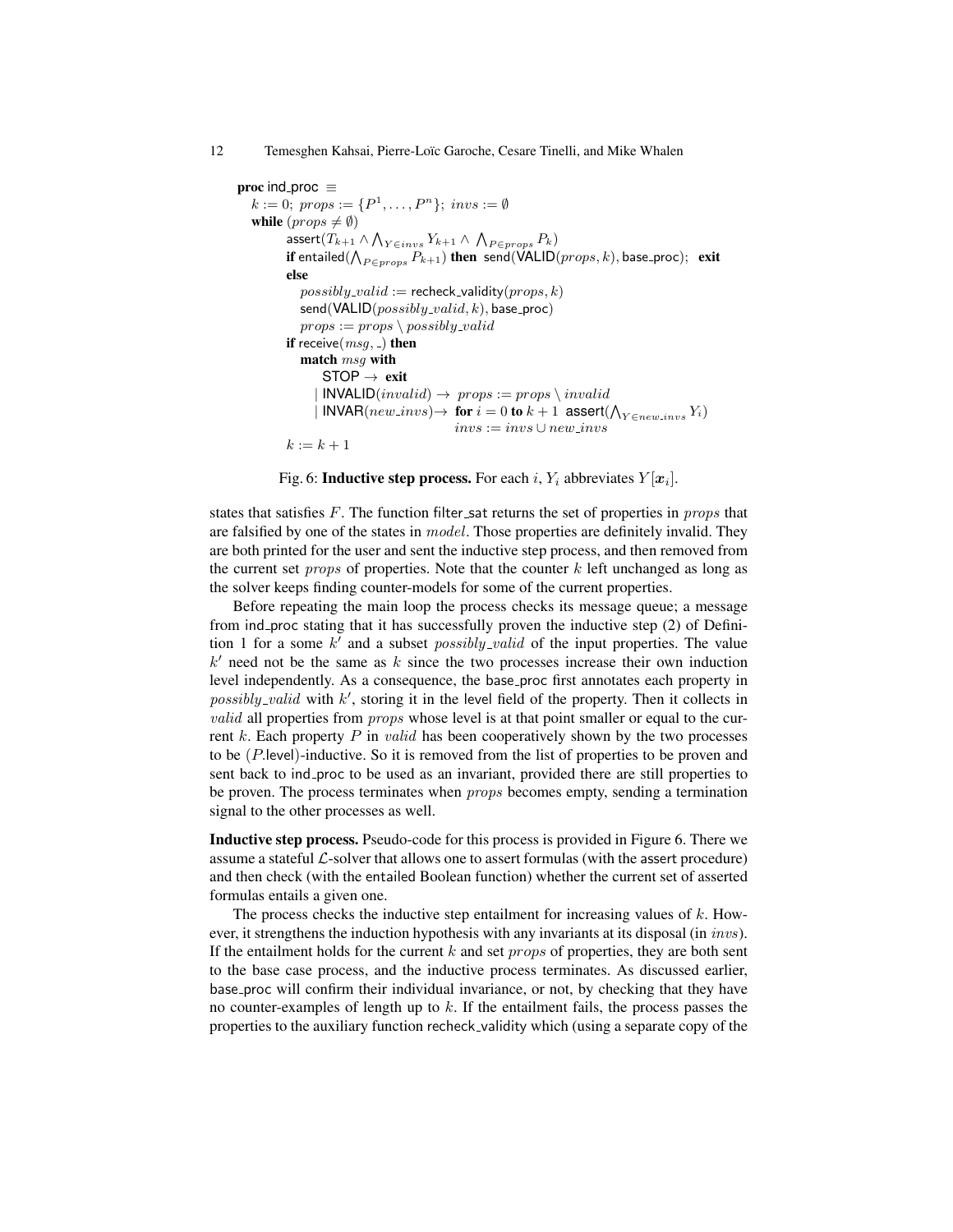```
proc ind_proc ≡
  k := 0; props := {P^1, ..., P^n}; invs := ∅
  while (props ≠ ∅)
        assert(T_{k+1} ∧ ⋀_{Y∈invs} Y_{k+1} ∧ ⋀_{P∈props} P_k)
        if entailed(⋀_{P∈props} P_{k+1}) then send(VALID(props, k), base_proc); exit
        else
           possibly_valid := recheck_validity(props, k)
           send(VALID(possibly_valid, k), base_proc)
           props := props \ possibly_valid
        if receive(msg, _) then
           match msg with
               STOP → exit
             | INVALID(invalid) → props := props \ invalid
             | INVAR(new_invs) →  for i = 0 to k + 1  assert(⋀_{Y∈new_invs} Y_i)
                                  invs := invs ∪ new_invs
        k := k + 1
```

Fig. 6: **Inductive step process.** For each $i$, $Y_i$ abbreviates $Y[\boldsymbol{x}_i]$.

states that satisfies $F$. The function filter_sat returns the set of properties in $props$ that are falsified by one of the states in $model$. Those properties are definitely invalid. They are both printed for the user and sent the inductive step process, and then removed from the current set $props$ of properties. Note that the counter $k$ left unchanged as long as the solver keeps finding counter-models for some of the current properties.

Before repeating the main loop the process checks its message queue; a message from ind_proc stating that it has successfully proven the inductive step (2) of Definition 1 for a some $k'$ and a subset $possibly\_valid$ of the input properties. The value $k'$ need not be the same as $k$ since the two processes increase their own induction level independently. As a consequence, the base_proc first annotates each property in $possibly\_valid$ with $k'$, storing it in the level field of the property. Then it collects in $valid$ all properties from $props$ whose level is at that point smaller or equal to the current $k$. Each property $P$ in $valid$ has been cooperatively shown by the two processes to be ($P$.level)-inductive. So it is removed from the list of properties to be proven and sent back to ind_proc to be used as an invariant, provided there are still properties to be proven. The process terminates when $props$ becomes empty, sending a termination signal to the other processes as well.

**Inductive step process.** Pseudo-code for this process is provided in Figure 6. There we assume a stateful $\mathcal{L}$-solver that allows one to assert formulas (with the assert procedure) and then check (with the entailed Boolean function) whether the current set of asserted formulas entails a given one.

The process checks the inductive step entailment for increasing values of $k$. However, it strengthens the induction hypothesis with any invariants at its disposal (in $invs$). If the entailment holds for the current $k$ and set $props$ of properties, they are both sent to the base case process, and the inductive process terminates. As discussed earlier, base_proc will confirm their individual invariance, or not, by checking that they have no counter-examples of length up to $k$. If the entailment fails, the process passes the properties to the auxiliary function recheck_validity which (using a separate copy of the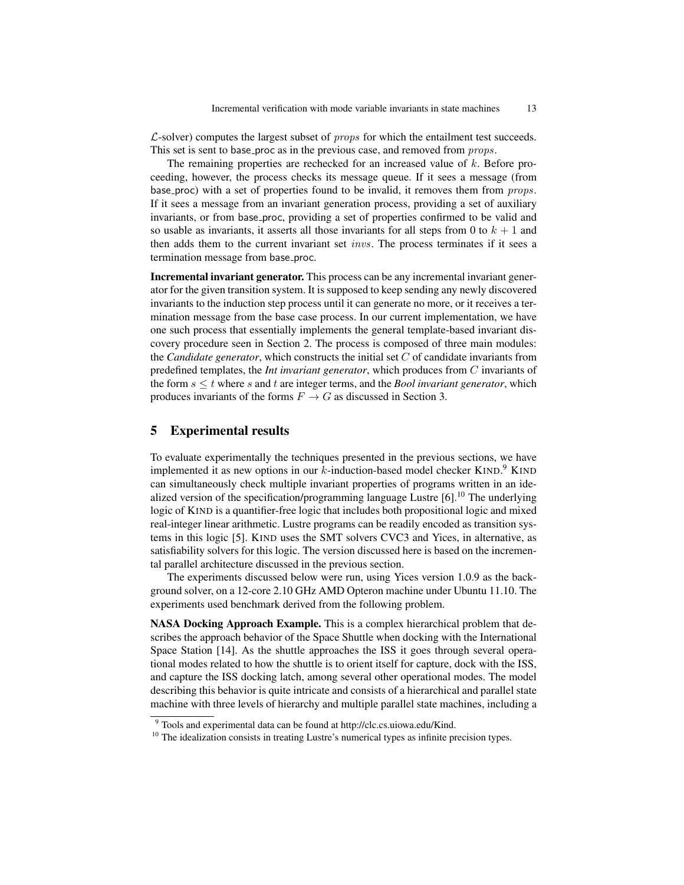$\mathcal{L}$-solver) computes the largest subset of $props$ for which the entailment test succeeds. This set is sent to base_proc as in the previous case, and removed from $props$.

The remaining properties are rechecked for an increased value of $k$. Before proceeding, however, the process checks its message queue. If it sees a message (from base_proc) with a set of properties found to be invalid, it removes them from $props$. If it sees a message from an invariant generation process, providing a set of auxiliary invariants, or from base_proc, providing a set of properties confirmed to be valid and so usable as invariants, it asserts all those invariants for all steps from 0 to $k + 1$ and then adds them to the current invariant set $invs$. The process terminates if it sees a termination message from base_proc.

**Incremental invariant generator.** This process can be any incremental invariant generator for the given transition system. It is supposed to keep sending any newly discovered invariants to the induction step process until it can generate no more, or it receives a termination message from the base case process. In our current implementation, we have one such process that essentially implements the general template-based invariant discovery procedure seen in Section 2. The process is composed of three main modules: the *Candidate generator*, which constructs the initial set $C$ of candidate invariants from predefined templates, the *Int invariant generator*, which produces from $C$ invariants of the form $s \leq t$ where $s$ and $t$ are integer terms, and the *Bool invariant generator*, which produces invariants of the forms $F \to G$ as discussed in Section 3.

## 5 Experimental results

To evaluate experimentally the techniques presented in the previous sections, we have implemented it as new options in our $k$-induction-based model checker KIND.[9] KIND can simultaneously check multiple invariant properties of programs written in an idealized version of the specification/programming language Lustre [6].[10] The underlying logic of KIND is a quantifier-free logic that includes both propositional logic and mixed real-integer linear arithmetic. Lustre programs can be readily encoded as transition systems in this logic [5]. KIND uses the SMT solvers CVC3 and Yices, in alternative, as satisfiability solvers for this logic. The version discussed here is based on the incremental parallel architecture discussed in the previous section.

The experiments discussed below were run, using Yices version 1.0.9 as the background solver, on a 12-core 2.10 GHz AMD Opteron machine under Ubuntu 11.10. The experiments used benchmark derived from the following problem.

**NASA Docking Approach Example.** This is a complex hierarchical problem that describes the approach behavior of the Space Shuttle when docking with the International Space Station [14]. As the shuttle approaches the ISS it goes through several operational modes related to how the shuttle is to orient itself for capture, dock with the ISS, and capture the ISS docking latch, among several other operational modes. The model describing this behavior is quite intricate and consists of a hierarchical and parallel state machine with three levels of hierarchy and multiple parallel state machines, including a

[9] Tools and experimental data can be found at http://clc.cs.uiowa.edu/Kind.

[10] The idealization consists in treating Lustre's numerical types as infinite precision types.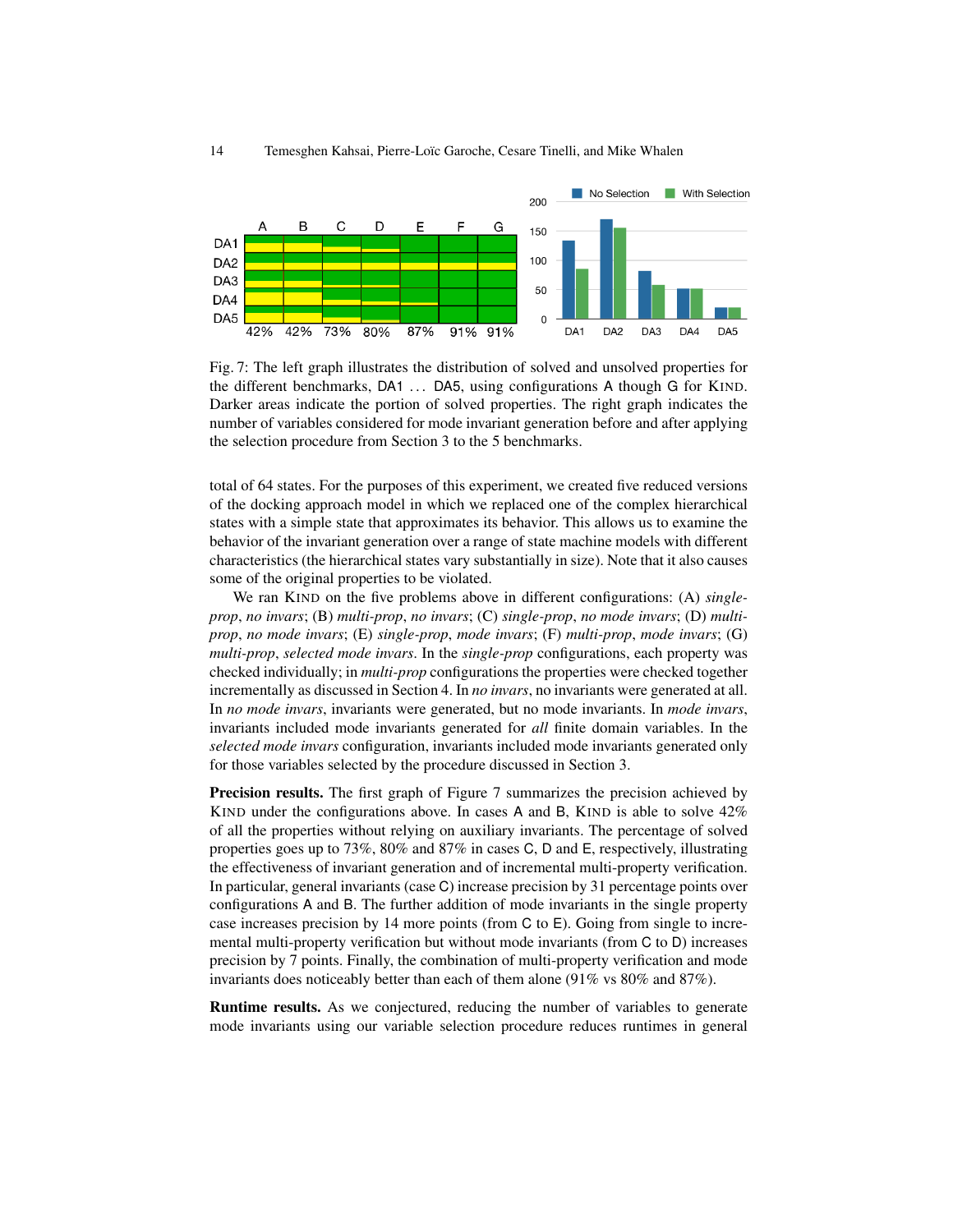Fig. 7: The left graph illustrates the distribution of solved and unsolved properties for the different benchmarks, DA1 ... DA5, using configurations A though G for KIND. Darker areas indicate the portion of solved properties. The right graph indicates the number of variables considered for mode invariant generation before and after applying the selection procedure from Section 3 to the 5 benchmarks.

total of 64 states. For the purposes of this experiment, we created five reduced versions of the docking approach model in which we replaced one of the complex hierarchical states with a simple state that approximates its behavior. This allows us to examine the behavior of the invariant generation over a range of state machine models with different characteristics (the hierarchical states vary substantially in size). Note that it also causes some of the original properties to be violated.

We ran KIND on the five problems above in different configurations: (A) *single-prop*, *no invars*; (B) *multi-prop*, *no invars*; (C) *single-prop*, *no mode invars*; (D) *multi-prop*, *no mode invars*; (E) *single-prop*, *mode invars*; (F) *multi-prop*, *mode invars*; (G) *multi-prop*, *selected mode invars*. In the *single-prop* configurations, each property was checked individually; in *multi-prop* configurations the properties were checked together incrementally as discussed in Section 4. In *no invars*, no invariants were generated at all. In *no mode invars*, invariants were generated, but no mode invariants. In *mode invars*, invariants included mode invariants generated for *all* finite domain variables. In the *selected mode invars* configuration, invariants included mode invariants generated only for those variables selected by the procedure discussed in Section 3.

**Precision results.** The first graph of Figure 7 summarizes the precision achieved by KIND under the configurations above. In cases A and B, KIND is able to solve 42% of all the properties without relying on auxiliary invariants. The percentage of solved properties goes up to 73%, 80% and 87% in cases C, D and E, respectively, illustrating the effectiveness of invariant generation and of incremental multi-property verification. In particular, general invariants (case C) increase precision by 31 percentage points over configurations A and B. The further addition of mode invariants in the single property case increases precision by 14 more points (from C to E). Going from single to incremental multi-property verification but without mode invariants (from C to D) increases precision by 7 points. Finally, the combination of multi-property verification and mode invariants does noticeably better than each of them alone (91% vs 80% and 87%).

**Runtime results.** As we conjectured, reducing the number of variables to generate mode invariants using our variable selection procedure reduces runtimes in general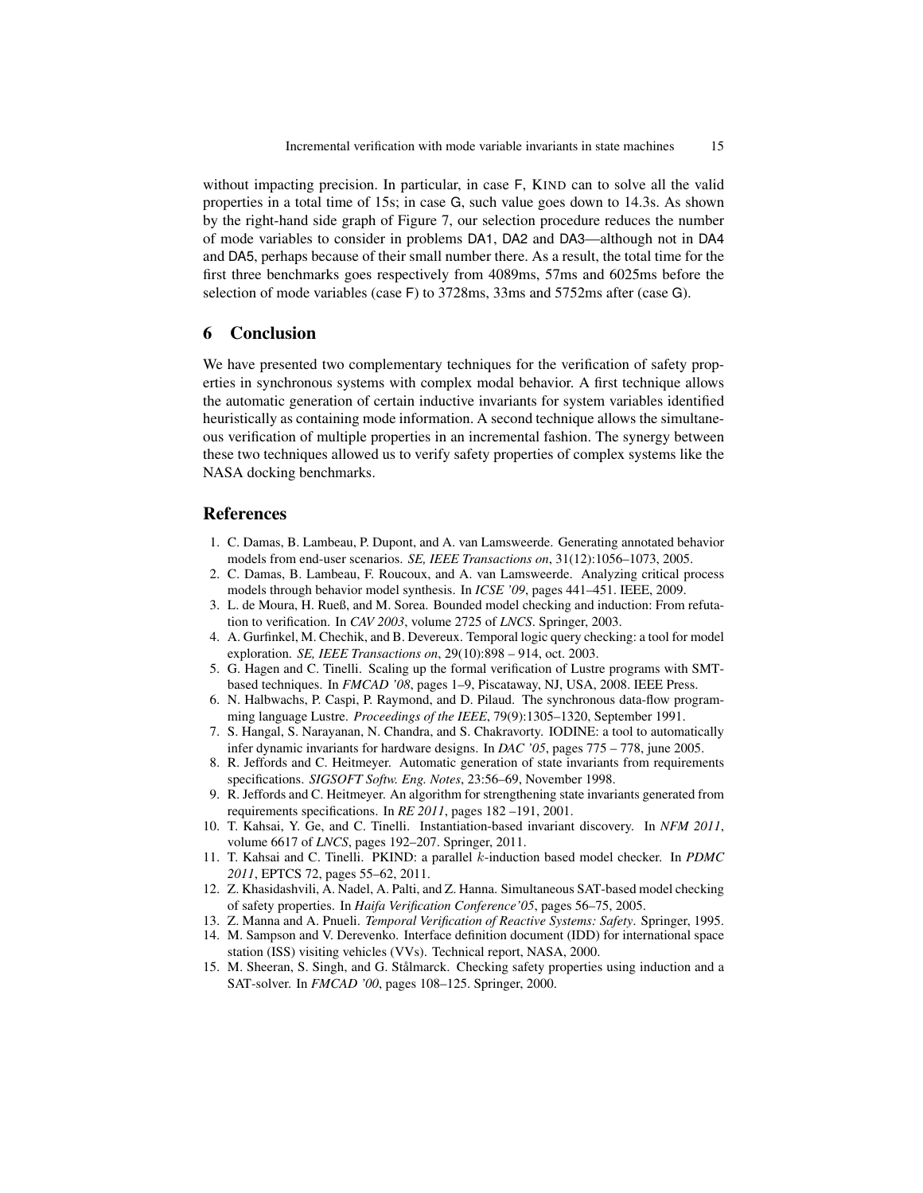without impacting precision. In particular, in case F, KIND can to solve all the valid properties in a total time of 15s; in case G, such value goes down to 14.3s. As shown by the right-hand side graph of Figure 7, our selection procedure reduces the number of mode variables to consider in problems DA1, DA2 and DA3—although not in DA4 and DA5, perhaps because of their small number there. As a result, the total time for the first three benchmarks goes respectively from 4089ms, 57ms and 6025ms before the selection of mode variables (case F) to 3728ms, 33ms and 5752ms after (case G).

## 6 Conclusion

We have presented two complementary techniques for the verification of safety properties in synchronous systems with complex modal behavior. A first technique allows the automatic generation of certain inductive invariants for system variables identified heuristically as containing mode information. A second technique allows the simultaneous verification of multiple properties in an incremental fashion. The synergy between these two techniques allowed us to verify safety properties of complex systems like the NASA docking benchmarks.

## References

1. C. Damas, B. Lambeau, P. Dupont, and A. van Lamsweerde. Generating annotated behavior models from end-user scenarios. *SE, IEEE Transactions on*, 31(12):1056–1073, 2005.
2. C. Damas, B. Lambeau, F. Roucoux, and A. van Lamsweerde. Analyzing critical process models through behavior model synthesis. In *ICSE '09*, pages 441–451. IEEE, 2009.
3. L. de Moura, H. Rueß, and M. Sorea. Bounded model checking and induction: From refutation to verification. In *CAV 2003*, volume 2725 of *LNCS*. Springer, 2003.
4. A. Gurfinkel, M. Chechik, and B. Devereux. Temporal logic query checking: a tool for model exploration. *SE, IEEE Transactions on*, 29(10):898 – 914, oct. 2003.
5. G. Hagen and C. Tinelli. Scaling up the formal verification of Lustre programs with SMT-based techniques. In *FMCAD '08*, pages 1–9, Piscataway, NJ, USA, 2008. IEEE Press.
6. N. Halbwachs, P. Caspi, P. Raymond, and D. Pilaud. The synchronous data-flow programming language Lustre. *Proceedings of the IEEE*, 79(9):1305–1320, September 1991.
7. S. Hangal, S. Narayanan, N. Chandra, and S. Chakravorty. IODINE: a tool to automatically infer dynamic invariants for hardware designs. In *DAC '05*, pages 775 – 778, june 2005.
8. R. Jeffords and C. Heitmeyer. Automatic generation of state invariants from requirements specifications. *SIGSOFT Softw. Eng. Notes*, 23:56–69, November 1998.
9. R. Jeffords and C. Heitmeyer. An algorithm for strengthening state invariants generated from requirements specifications. In *RE 2011*, pages 182 –191, 2001.
10. T. Kahsai, Y. Ge, and C. Tinelli. Instantiation-based invariant discovery. In *NFM 2011*, volume 6617 of *LNCS*, pages 192–207. Springer, 2011.
11. T. Kahsai and C. Tinelli. PKIND: a parallel $k$-induction based model checker. In *PDMC 2011*, EPTCS 72, pages 55–62, 2011.
12. Z. Khasidashvili, A. Nadel, A. Palti, and Z. Hanna. Simultaneous SAT-based model checking of safety properties. In *Haifa Verification Conference'05*, pages 56–75, 2005.
13. Z. Manna and A. Pnueli. *Temporal Verification of Reactive Systems: Safety*. Springer, 1995.
14. M. Sampson and V. Derevenko. Interface definition document (IDD) for international space station (ISS) visiting vehicles (VVs). Technical report, NASA, 2000.
15. M. Sheeran, S. Singh, and G. Stålmarck. Checking safety properties using induction and a SAT-solver. In *FMCAD '00*, pages 108–125. Springer, 2000.